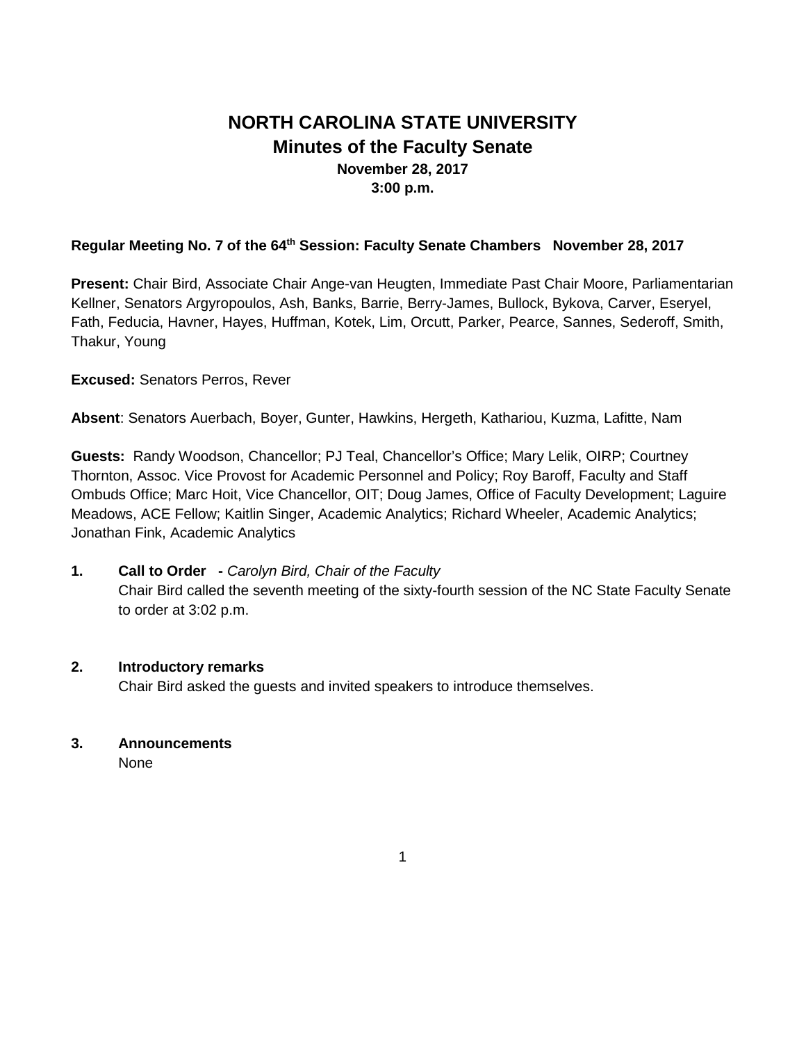# NORTH CAROLINA STATE UNIVERSITY

## Minutes of the Faculty Senate

**November 28, 2017**
**3:00 p.m.**

**Regular Meeting No. 7 of the 64th Session: Faculty Senate Chambers November 28, 2017**

**Present:** Chair Bird, Associate Chair Ange-van Heugten, Immediate Past Chair Moore, Parliamentarian Kellner, Senators Argyropoulos, Ash, Banks, Barrie, Berry-James, Bullock, Bykova, Carver, Eseryel, Fath, Feducia, Havner, Hayes, Huffman, Kotek, Lim, Orcutt, Parker, Pearce, Sannes, Sederoff, Smith, Thakur, Young

**Excused:** Senators Perros, Rever

**Absent**: Senators Auerbach, Boyer, Gunter, Hawkins, Hergeth, Kathariou, Kuzma, Lafitte, Nam

**Guests:** Randy Woodson, Chancellor; PJ Teal, Chancellor's Office; Mary Lelik, OIRP; Courtney Thornton, Assoc. Vice Provost for Academic Personnel and Policy; Roy Baroff, Faculty and Staff Ombuds Office; Marc Hoit, Vice Chancellor, OIT; Doug James, Office of Faculty Development; Laguire Meadows, ACE Fellow; Kaitlin Singer, Academic Analytics; Richard Wheeler, Academic Analytics; Jonathan Fink, Academic Analytics

**1. Call to Order -** *Carolyn Bird, Chair of the Faculty*

Chair Bird called the seventh meeting of the sixty-fourth session of the NC State Faculty Senate to order at 3:02 p.m.

**2. Introductory remarks**

Chair Bird asked the guests and invited speakers to introduce themselves.

**3. Announcements**

None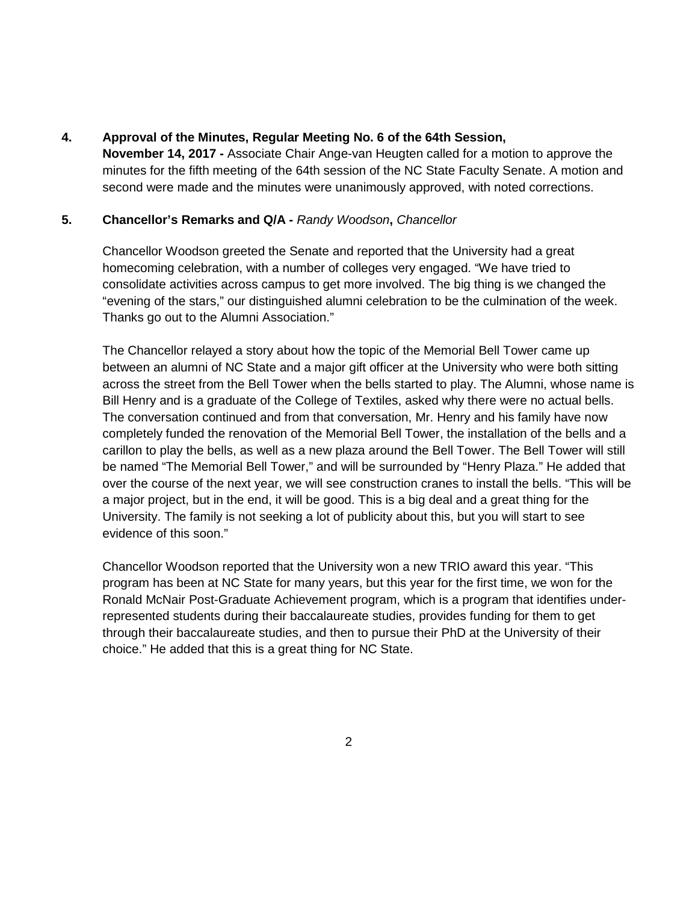**4. Approval of the Minutes, Regular Meeting No. 6 of the 64th Session, November 14, 2017 -** Associate Chair Ange-van Heugten called for a motion to approve the minutes for the fifth meeting of the 64th session of the NC State Faculty Senate. A motion and second were made and the minutes were unanimously approved, with noted corrections.

**5. Chancellor's Remarks and Q/A -** *Randy Woodson***,** *Chancellor*

Chancellor Woodson greeted the Senate and reported that the University had a great homecoming celebration, with a number of colleges very engaged. "We have tried to consolidate activities across campus to get more involved. The big thing is we changed the "evening of the stars," our distinguished alumni celebration to be the culmination of the week. Thanks go out to the Alumni Association."

The Chancellor relayed a story about how the topic of the Memorial Bell Tower came up between an alumni of NC State and a major gift officer at the University who were both sitting across the street from the Bell Tower when the bells started to play. The Alumni, whose name is Bill Henry and is a graduate of the College of Textiles, asked why there were no actual bells. The conversation continued and from that conversation, Mr. Henry and his family have now completely funded the renovation of the Memorial Bell Tower, the installation of the bells and a carillon to play the bells, as well as a new plaza around the Bell Tower. The Bell Tower will still be named "The Memorial Bell Tower," and will be surrounded by "Henry Plaza." He added that over the course of the next year, we will see construction cranes to install the bells. "This will be a major project, but in the end, it will be good. This is a big deal and a great thing for the University. The family is not seeking a lot of publicity about this, but you will start to see evidence of this soon."

Chancellor Woodson reported that the University won a new TRIO award this year. "This program has been at NC State for many years, but this year for the first time, we won for the Ronald McNair Post-Graduate Achievement program, which is a program that identifies under-represented students during their baccalaureate studies, provides funding for them to get through their baccalaureate studies, and then to pursue their PhD at the University of their choice." He added that this is a great thing for NC State.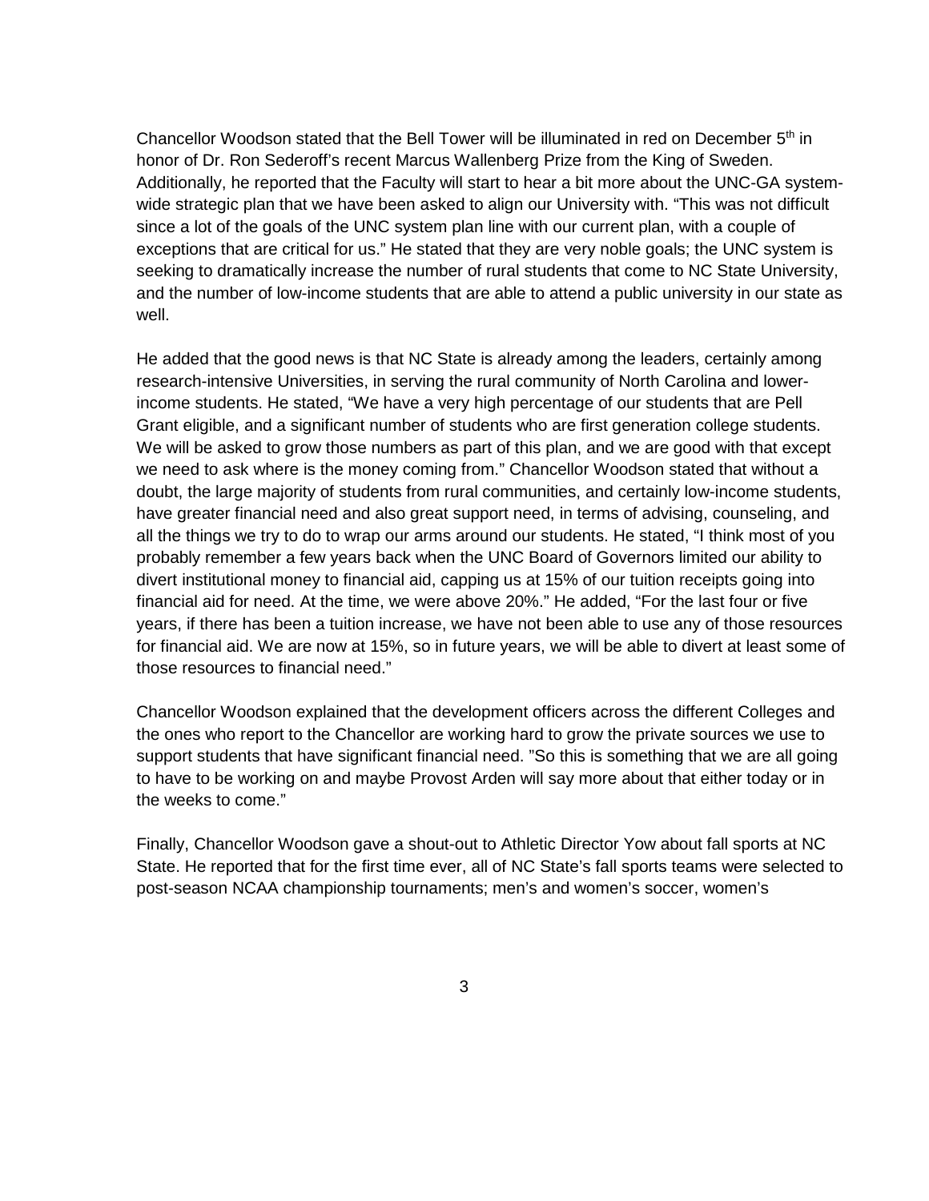Chancellor Woodson stated that the Bell Tower will be illuminated in red on December 5th in honor of Dr. Ron Sederoff's recent Marcus Wallenberg Prize from the King of Sweden. Additionally, he reported that the Faculty will start to hear a bit more about the UNC-GA system-wide strategic plan that we have been asked to align our University with. "This was not difficult since a lot of the goals of the UNC system plan line with our current plan, with a couple of exceptions that are critical for us." He stated that they are very noble goals; the UNC system is seeking to dramatically increase the number of rural students that come to NC State University, and the number of low-income students that are able to attend a public university in our state as well.

He added that the good news is that NC State is already among the leaders, certainly among research-intensive Universities, in serving the rural community of North Carolina and lower-income students. He stated, "We have a very high percentage of our students that are Pell Grant eligible, and a significant number of students who are first generation college students. We will be asked to grow those numbers as part of this plan, and we are good with that except we need to ask where is the money coming from." Chancellor Woodson stated that without a doubt, the large majority of students from rural communities, and certainly low-income students, have greater financial need and also great support need, in terms of advising, counseling, and all the things we try to do to wrap our arms around our students. He stated, "I think most of you probably remember a few years back when the UNC Board of Governors limited our ability to divert institutional money to financial aid, capping us at 15% of our tuition receipts going into financial aid for need. At the time, we were above 20%." He added, "For the last four or five years, if there has been a tuition increase, we have not been able to use any of those resources for financial aid. We are now at 15%, so in future years, we will be able to divert at least some of those resources to financial need."

Chancellor Woodson explained that the development officers across the different Colleges and the ones who report to the Chancellor are working hard to grow the private sources we use to support students that have significant financial need. "So this is something that we are all going to have to be working on and maybe Provost Arden will say more about that either today or in the weeks to come."

Finally, Chancellor Woodson gave a shout-out to Athletic Director Yow about fall sports at NC State. He reported that for the first time ever, all of NC State's fall sports teams were selected to post-season NCAA championship tournaments; men's and women's soccer, women's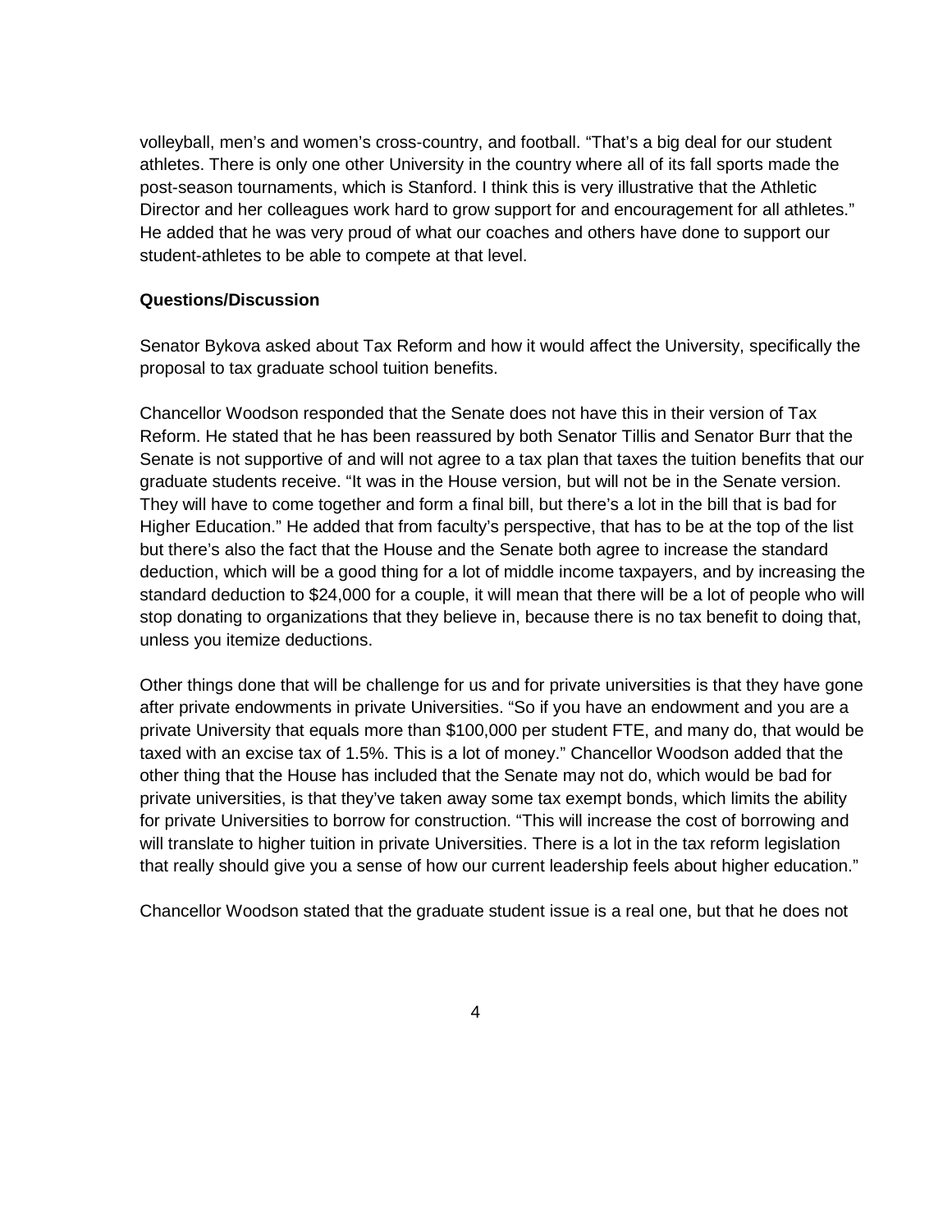volleyball, men's and women's cross-country, and football. "That's a big deal for our student athletes. There is only one other University in the country where all of its fall sports made the post-season tournaments, which is Stanford. I think this is very illustrative that the Athletic Director and her colleagues work hard to grow support for and encouragement for all athletes." He added that he was very proud of what our coaches and others have done to support our student-athletes to be able to compete at that level.

**Questions/Discussion**

Senator Bykova asked about Tax Reform and how it would affect the University, specifically the proposal to tax graduate school tuition benefits.

Chancellor Woodson responded that the Senate does not have this in their version of Tax Reform. He stated that he has been reassured by both Senator Tillis and Senator Burr that the Senate is not supportive of and will not agree to a tax plan that taxes the tuition benefits that our graduate students receive. "It was in the House version, but will not be in the Senate version. They will have to come together and form a final bill, but there's a lot in the bill that is bad for Higher Education." He added that from faculty's perspective, that has to be at the top of the list but there's also the fact that the House and the Senate both agree to increase the standard deduction, which will be a good thing for a lot of middle income taxpayers, and by increasing the standard deduction to $24,000 for a couple, it will mean that there will be a lot of people who will stop donating to organizations that they believe in, because there is no tax benefit to doing that, unless you itemize deductions.

Other things done that will be challenge for us and for private universities is that they have gone after private endowments in private Universities. "So if you have an endowment and you are a private University that equals more than $100,000 per student FTE, and many do, that would be taxed with an excise tax of 1.5%. This is a lot of money." Chancellor Woodson added that the other thing that the House has included that the Senate may not do, which would be bad for private universities, is that they've taken away some tax exempt bonds, which limits the ability for private Universities to borrow for construction. "This will increase the cost of borrowing and will translate to higher tuition in private Universities. There is a lot in the tax reform legislation that really should give you a sense of how our current leadership feels about higher education."

Chancellor Woodson stated that the graduate student issue is a real one, but that he does not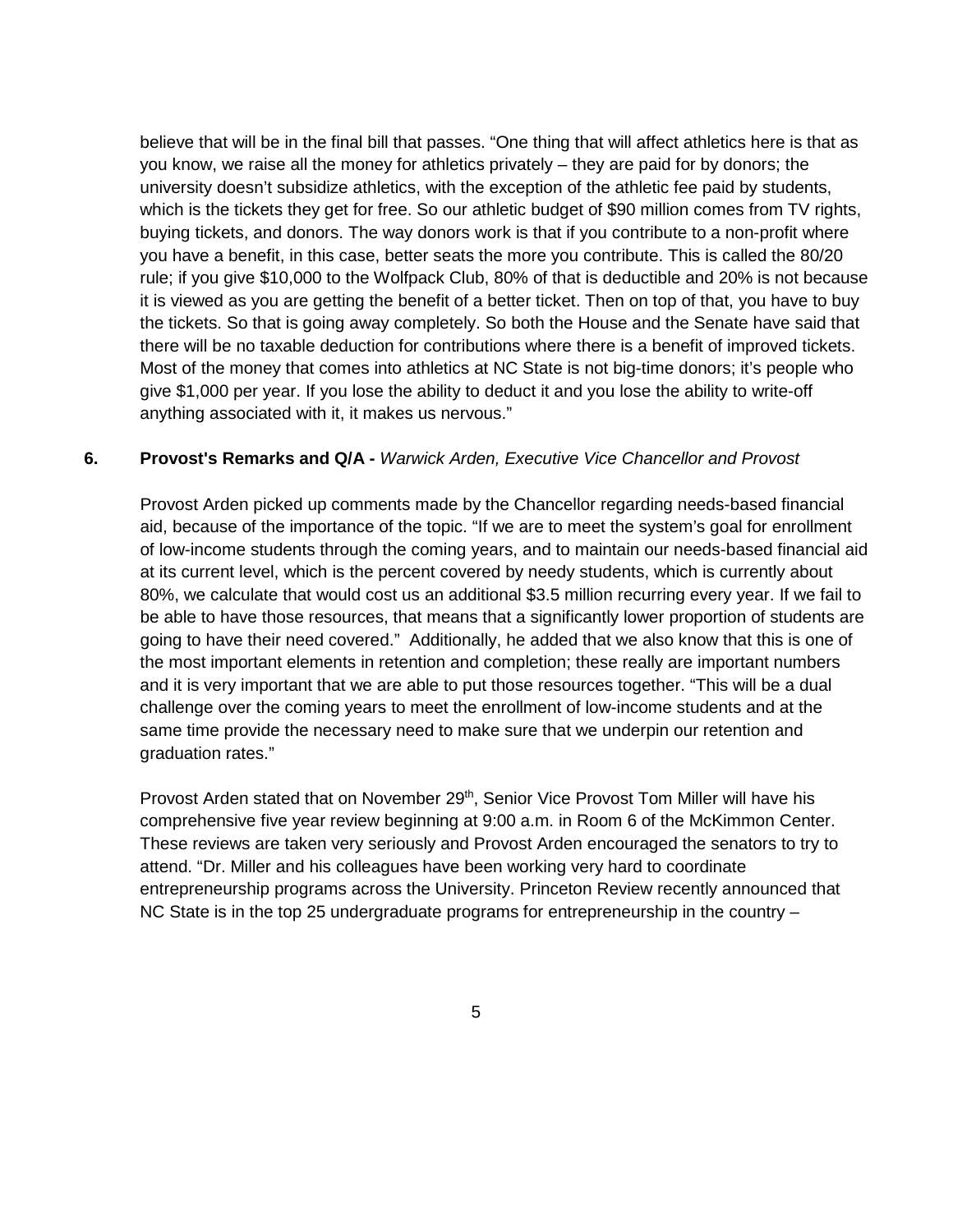believe that will be in the final bill that passes. "One thing that will affect athletics here is that as you know, we raise all the money for athletics privately – they are paid for by donors; the university doesn't subsidize athletics, with the exception of the athletic fee paid by students, which is the tickets they get for free. So our athletic budget of $90 million comes from TV rights, buying tickets, and donors. The way donors work is that if you contribute to a non-profit where you have a benefit, in this case, better seats the more you contribute. This is called the 80/20 rule; if you give $10,000 to the Wolfpack Club, 80% of that is deductible and 20% is not because it is viewed as you are getting the benefit of a better ticket. Then on top of that, you have to buy the tickets. So that is going away completely. So both the House and the Senate have said that there will be no taxable deduction for contributions where there is a benefit of improved tickets. Most of the money that comes into athletics at NC State is not big-time donors; it's people who give $1,000 per year. If you lose the ability to deduct it and you lose the ability to write-off anything associated with it, it makes us nervous."

**6. Provost's Remarks and Q/A -** *Warwick Arden, Executive Vice Chancellor and Provost*

Provost Arden picked up comments made by the Chancellor regarding needs-based financial aid, because of the importance of the topic. "If we are to meet the system's goal for enrollment of low-income students through the coming years, and to maintain our needs-based financial aid at its current level, which is the percent covered by needy students, which is currently about 80%, we calculate that would cost us an additional $3.5 million recurring every year. If we fail to be able to have those resources, that means that a significantly lower proportion of students are going to have their need covered." Additionally, he added that we also know that this is one of the most important elements in retention and completion; these really are important numbers and it is very important that we are able to put those resources together. "This will be a dual challenge over the coming years to meet the enrollment of low-income students and at the same time provide the necessary need to make sure that we underpin our retention and graduation rates."

Provost Arden stated that on November 29th, Senior Vice Provost Tom Miller will have his comprehensive five year review beginning at 9:00 a.m. in Room 6 of the McKimmon Center. These reviews are taken very seriously and Provost Arden encouraged the senators to try to attend. "Dr. Miller and his colleagues have been working very hard to coordinate entrepreneurship programs across the University. Princeton Review recently announced that NC State is in the top 25 undergraduate programs for entrepreneurship in the country –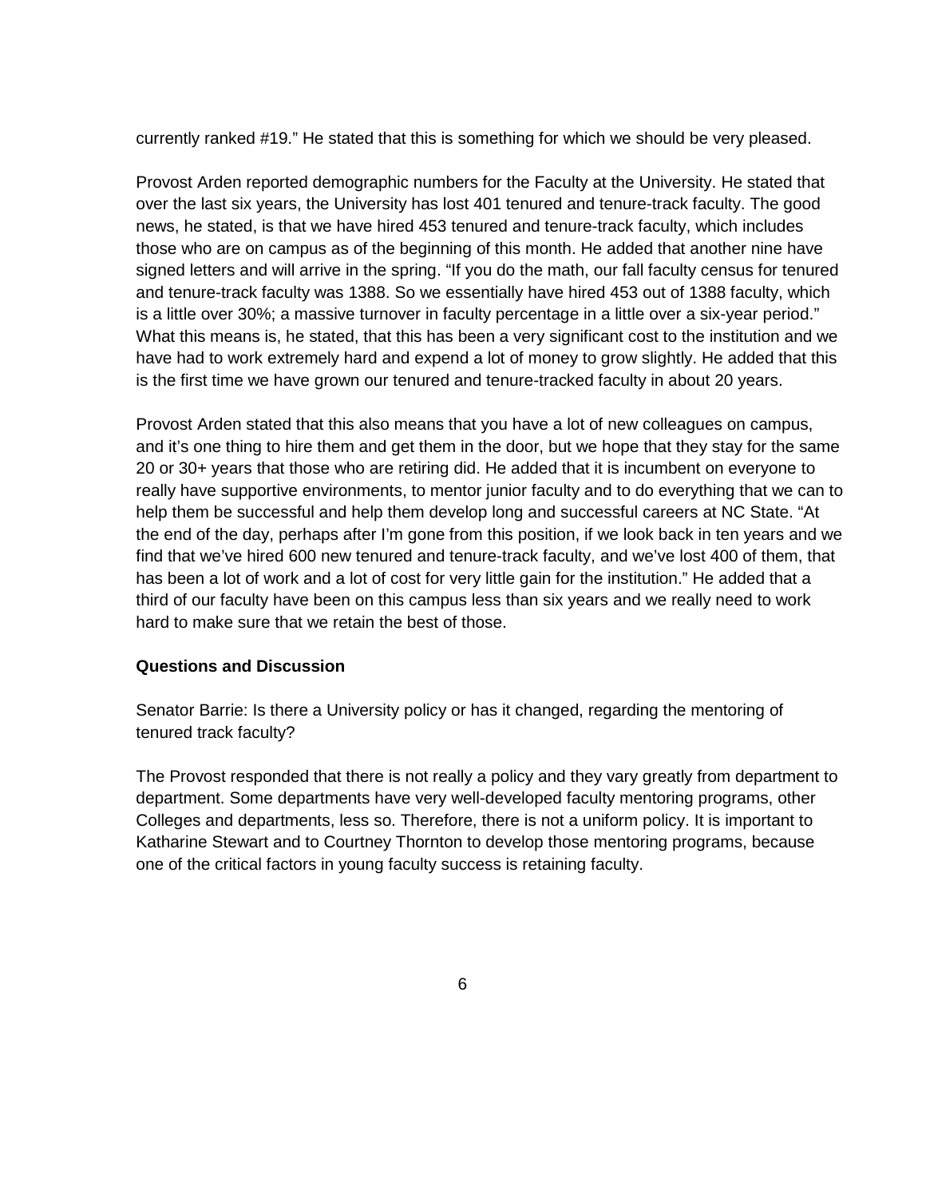currently ranked #19." He stated that this is something for which we should be very pleased.

Provost Arden reported demographic numbers for the Faculty at the University. He stated that over the last six years, the University has lost 401 tenured and tenure-track faculty. The good news, he stated, is that we have hired 453 tenured and tenure-track faculty, which includes those who are on campus as of the beginning of this month. He added that another nine have signed letters and will arrive in the spring. "If you do the math, our fall faculty census for tenured and tenure-track faculty was 1388. So we essentially have hired 453 out of 1388 faculty, which is a little over 30%; a massive turnover in faculty percentage in a little over a six-year period." What this means is, he stated, that this has been a very significant cost to the institution and we have had to work extremely hard and expend a lot of money to grow slightly. He added that this is the first time we have grown our tenured and tenure-tracked faculty in about 20 years.

Provost Arden stated that this also means that you have a lot of new colleagues on campus, and it's one thing to hire them and get them in the door, but we hope that they stay for the same 20 or 30+ years that those who are retiring did. He added that it is incumbent on everyone to really have supportive environments, to mentor junior faculty and to do everything that we can to help them be successful and help them develop long and successful careers at NC State. "At the end of the day, perhaps after I'm gone from this position, if we look back in ten years and we find that we've hired 600 new tenured and tenure-track faculty, and we've lost 400 of them, that has been a lot of work and a lot of cost for very little gain for the institution." He added that a third of our faculty have been on this campus less than six years and we really need to work hard to make sure that we retain the best of those.

**Questions and Discussion**

Senator Barrie: Is there a University policy or has it changed, regarding the mentoring of tenured track faculty?

The Provost responded that there is not really a policy and they vary greatly from department to department. Some departments have very well-developed faculty mentoring programs, other Colleges and departments, less so. Therefore, there is not a uniform policy. It is important to Katharine Stewart and to Courtney Thornton to develop those mentoring programs, because one of the critical factors in young faculty success is retaining faculty.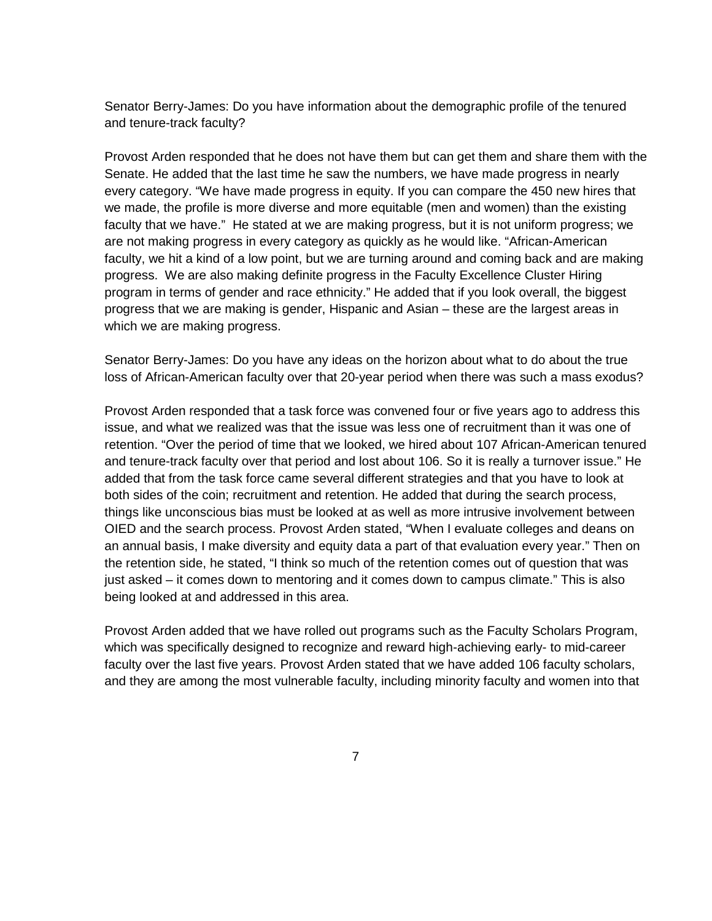Senator Berry-James: Do you have information about the demographic profile of the tenured and tenure-track faculty?

Provost Arden responded that he does not have them but can get them and share them with the Senate. He added that the last time he saw the numbers, we have made progress in nearly every category. "We have made progress in equity. If you can compare the 450 new hires that we made, the profile is more diverse and more equitable (men and women) than the existing faculty that we have." He stated at we are making progress, but it is not uniform progress; we are not making progress in every category as quickly as he would like. "African-American faculty, we hit a kind of a low point, but we are turning around and coming back and are making progress. We are also making definite progress in the Faculty Excellence Cluster Hiring program in terms of gender and race ethnicity." He added that if you look overall, the biggest progress that we are making is gender, Hispanic and Asian – these are the largest areas in which we are making progress.

Senator Berry-James: Do you have any ideas on the horizon about what to do about the true loss of African-American faculty over that 20-year period when there was such a mass exodus?

Provost Arden responded that a task force was convened four or five years ago to address this issue, and what we realized was that the issue was less one of recruitment than it was one of retention. "Over the period of time that we looked, we hired about 107 African-American tenured and tenure-track faculty over that period and lost about 106. So it is really a turnover issue." He added that from the task force came several different strategies and that you have to look at both sides of the coin; recruitment and retention. He added that during the search process, things like unconscious bias must be looked at as well as more intrusive involvement between OIED and the search process. Provost Arden stated, "When I evaluate colleges and deans on an annual basis, I make diversity and equity data a part of that evaluation every year." Then on the retention side, he stated, "I think so much of the retention comes out of question that was just asked – it comes down to mentoring and it comes down to campus climate." This is also being looked at and addressed in this area.

Provost Arden added that we have rolled out programs such as the Faculty Scholars Program, which was specifically designed to recognize and reward high-achieving early- to mid-career faculty over the last five years. Provost Arden stated that we have added 106 faculty scholars, and they are among the most vulnerable faculty, including minority faculty and women into that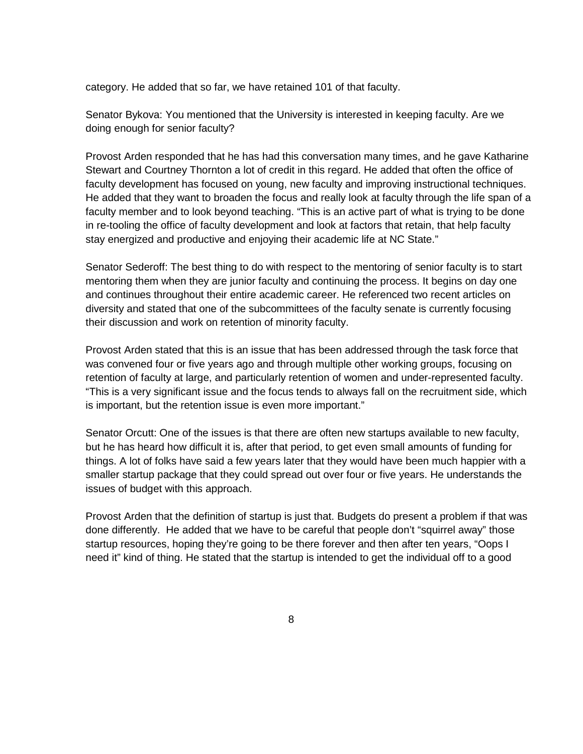category. He added that so far, we have retained 101 of that faculty.

Senator Bykova: You mentioned that the University is interested in keeping faculty. Are we doing enough for senior faculty?

Provost Arden responded that he has had this conversation many times, and he gave Katharine Stewart and Courtney Thornton a lot of credit in this regard. He added that often the office of faculty development has focused on young, new faculty and improving instructional techniques. He added that they want to broaden the focus and really look at faculty through the life span of a faculty member and to look beyond teaching. "This is an active part of what is trying to be done in re-tooling the office of faculty development and look at factors that retain, that help faculty stay energized and productive and enjoying their academic life at NC State."

Senator Sederoff: The best thing to do with respect to the mentoring of senior faculty is to start mentoring them when they are junior faculty and continuing the process. It begins on day one and continues throughout their entire academic career. He referenced two recent articles on diversity and stated that one of the subcommittees of the faculty senate is currently focusing their discussion and work on retention of minority faculty.

Provost Arden stated that this is an issue that has been addressed through the task force that was convened four or five years ago and through multiple other working groups, focusing on retention of faculty at large, and particularly retention of women and under-represented faculty. "This is a very significant issue and the focus tends to always fall on the recruitment side, which is important, but the retention issue is even more important."

Senator Orcutt: One of the issues is that there are often new startups available to new faculty, but he has heard how difficult it is, after that period, to get even small amounts of funding for things. A lot of folks have said a few years later that they would have been much happier with a smaller startup package that they could spread out over four or five years. He understands the issues of budget with this approach.

Provost Arden that the definition of startup is just that. Budgets do present a problem if that was done differently. He added that we have to be careful that people don't "squirrel away" those startup resources, hoping they're going to be there forever and then after ten years, "Oops I need it" kind of thing. He stated that the startup is intended to get the individual off to a good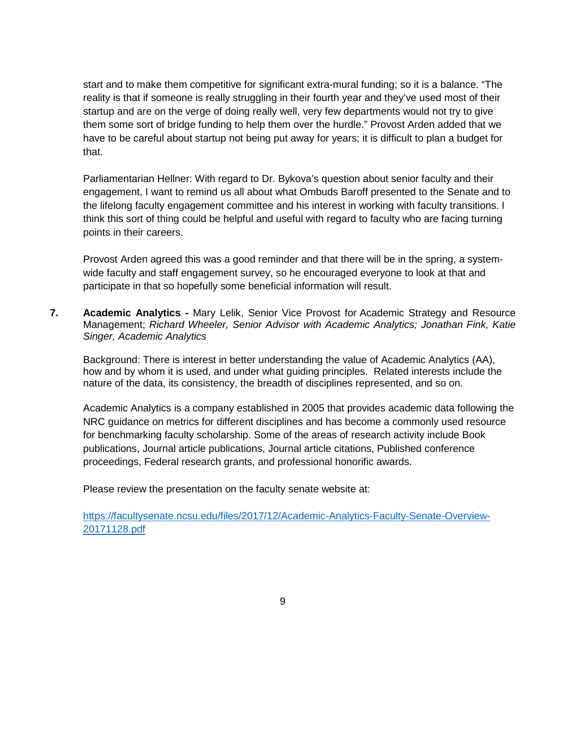start and to make them competitive for significant extra-mural funding; so it is a balance. "The reality is that if someone is really struggling in their fourth year and they've used most of their startup and are on the verge of doing really well, very few departments would not try to give them some sort of bridge funding to help them over the hurdle." Provost Arden added that we have to be careful about startup not being put away for years; it is difficult to plan a budget for that.

Parliamentarian Hellner: With regard to Dr. Bykova's question about senior faculty and their engagement, I want to remind us all about what Ombuds Baroff presented to the Senate and to the lifelong faculty engagement committee and his interest in working with faculty transitions. I think this sort of thing could be helpful and useful with regard to faculty who are facing turning points in their careers.

Provost Arden agreed this was a good reminder and that there will be in the spring, a system-wide faculty and staff engagement survey, so he encouraged everyone to look at that and participate in that so hopefully some beneficial information will result.

**7. Academic Analytics -** Mary Lelik, Senior Vice Provost for Academic Strategy and Resource Management; *Richard Wheeler, Senior Advisor with Academic Analytics; Jonathan Fink, Katie Singer, Academic Analytics*

Background: There is interest in better understanding the value of Academic Analytics (AA), how and by whom it is used, and under what guiding principles. Related interests include the nature of the data, its consistency, the breadth of disciplines represented, and so on.

Academic Analytics is a company established in 2005 that provides academic data following the NRC guidance on metrics for different disciplines and has become a commonly used resource for benchmarking faculty scholarship. Some of the areas of research activity include Book publications, Journal article publications, Journal article citations, Published conference proceedings, Federal research grants, and professional honorific awards.

Please review the presentation on the faculty senate website at:

[https://facultysenate.ncsu.edu/files/2017/12/Academic-Analytics-Faculty-Senate-Overview-20171128.pdf](https://facultysenate.ncsu.edu/files/2017/12/Academic-Analytics-Faculty-Senate-Overview-20171128.pdf)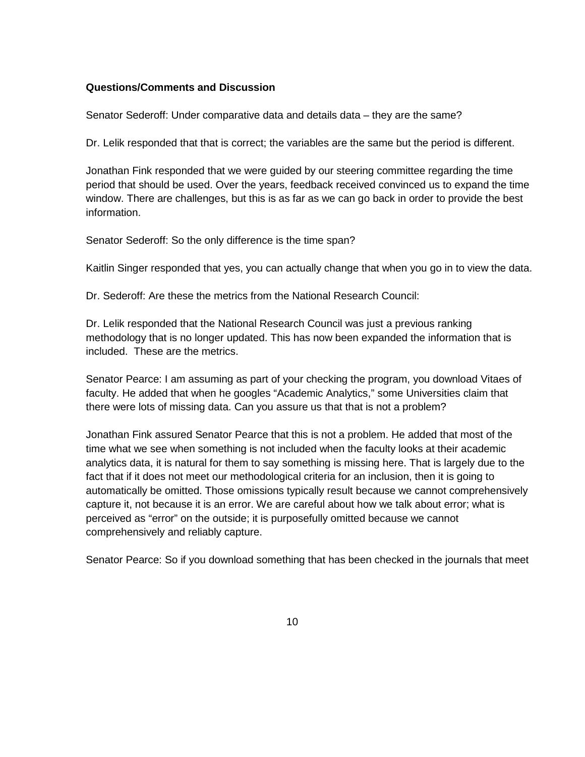**Questions/Comments and Discussion**

Senator Sederoff: Under comparative data and details data – they are the same?

Dr. Lelik responded that that is correct; the variables are the same but the period is different.

Jonathan Fink responded that we were guided by our steering committee regarding the time period that should be used. Over the years, feedback received convinced us to expand the time window. There are challenges, but this is as far as we can go back in order to provide the best information.

Senator Sederoff: So the only difference is the time span?

Kaitlin Singer responded that yes, you can actually change that when you go in to view the data.

Dr. Sederoff: Are these the metrics from the National Research Council:

Dr. Lelik responded that the National Research Council was just a previous ranking methodology that is no longer updated. This has now been expanded the information that is included. These are the metrics.

Senator Pearce: I am assuming as part of your checking the program, you download Vitaes of faculty. He added that when he googles "Academic Analytics," some Universities claim that there were lots of missing data. Can you assure us that that is not a problem?

Jonathan Fink assured Senator Pearce that this is not a problem. He added that most of the time what we see when something is not included when the faculty looks at their academic analytics data, it is natural for them to say something is missing here. That is largely due to the fact that if it does not meet our methodological criteria for an inclusion, then it is going to automatically be omitted. Those omissions typically result because we cannot comprehensively capture it, not because it is an error. We are careful about how we talk about error; what is perceived as "error" on the outside; it is purposefully omitted because we cannot comprehensively and reliably capture.

Senator Pearce: So if you download something that has been checked in the journals that meet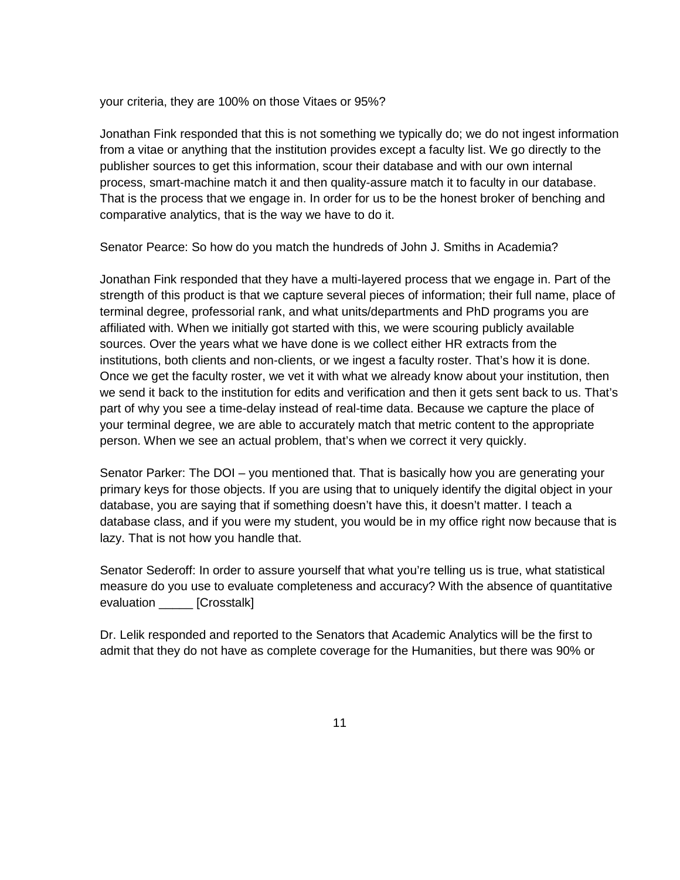your criteria, they are 100% on those Vitaes or 95%?

Jonathan Fink responded that this is not something we typically do; we do not ingest information from a vitae or anything that the institution provides except a faculty list. We go directly to the publisher sources to get this information, scour their database and with our own internal process, smart-machine match it and then quality-assure match it to faculty in our database. That is the process that we engage in. In order for us to be the honest broker of benching and comparative analytics, that is the way we have to do it.

Senator Pearce: So how do you match the hundreds of John J. Smiths in Academia?

Jonathan Fink responded that they have a multi-layered process that we engage in. Part of the strength of this product is that we capture several pieces of information; their full name, place of terminal degree, professorial rank, and what units/departments and PhD programs you are affiliated with. When we initially got started with this, we were scouring publicly available sources. Over the years what we have done is we collect either HR extracts from the institutions, both clients and non-clients, or we ingest a faculty roster. That's how it is done. Once we get the faculty roster, we vet it with what we already know about your institution, then we send it back to the institution for edits and verification and then it gets sent back to us. That's part of why you see a time-delay instead of real-time data. Because we capture the place of your terminal degree, we are able to accurately match that metric content to the appropriate person. When we see an actual problem, that's when we correct it very quickly.

Senator Parker: The DOI – you mentioned that. That is basically how you are generating your primary keys for those objects. If you are using that to uniquely identify the digital object in your database, you are saying that if something doesn't have this, it doesn't matter. I teach a database class, and if you were my student, you would be in my office right now because that is lazy. That is not how you handle that.

Senator Sederoff: In order to assure yourself that what you're telling us is true, what statistical measure do you use to evaluate completeness and accuracy? With the absence of quantitative evaluation _____ [Crosstalk]

Dr. Lelik responded and reported to the Senators that Academic Analytics will be the first to admit that they do not have as complete coverage for the Humanities, but there was 90% or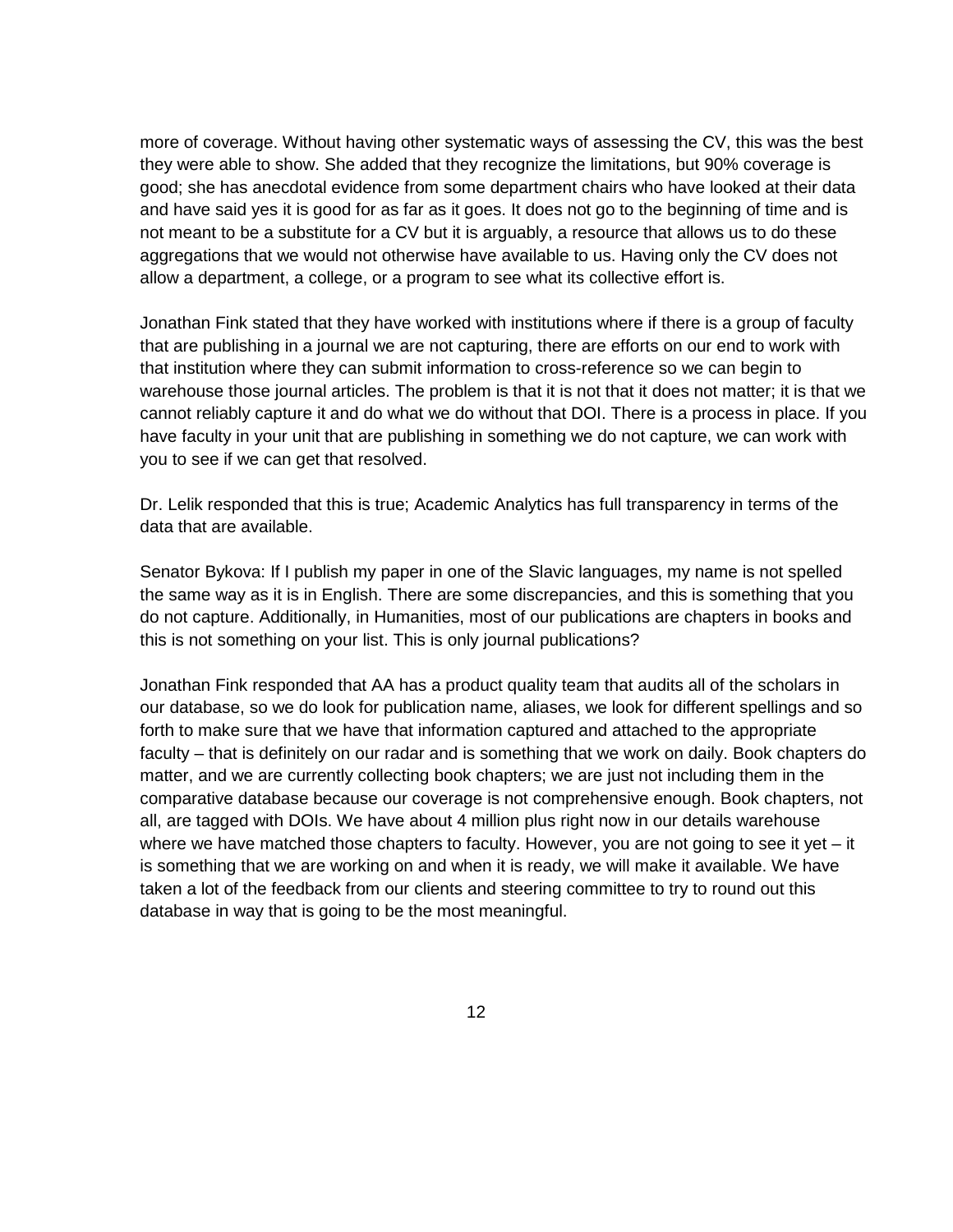more of coverage. Without having other systematic ways of assessing the CV, this was the best they were able to show. She added that they recognize the limitations, but 90% coverage is good; she has anecdotal evidence from some department chairs who have looked at their data and have said yes it is good for as far as it goes. It does not go to the beginning of time and is not meant to be a substitute for a CV but it is arguably, a resource that allows us to do these aggregations that we would not otherwise have available to us. Having only the CV does not allow a department, a college, or a program to see what its collective effort is.

Jonathan Fink stated that they have worked with institutions where if there is a group of faculty that are publishing in a journal we are not capturing, there are efforts on our end to work with that institution where they can submit information to cross-reference so we can begin to warehouse those journal articles. The problem is that it is not that it does not matter; it is that we cannot reliably capture it and do what we do without that DOI. There is a process in place. If you have faculty in your unit that are publishing in something we do not capture, we can work with you to see if we can get that resolved.

Dr. Lelik responded that this is true; Academic Analytics has full transparency in terms of the data that are available.

Senator Bykova: If I publish my paper in one of the Slavic languages, my name is not spelled the same way as it is in English. There are some discrepancies, and this is something that you do not capture. Additionally, in Humanities, most of our publications are chapters in books and this is not something on your list. This is only journal publications?

Jonathan Fink responded that AA has a product quality team that audits all of the scholars in our database, so we do look for publication name, aliases, we look for different spellings and so forth to make sure that we have that information captured and attached to the appropriate faculty – that is definitely on our radar and is something that we work on daily. Book chapters do matter, and we are currently collecting book chapters; we are just not including them in the comparative database because our coverage is not comprehensive enough. Book chapters, not all, are tagged with DOIs. We have about 4 million plus right now in our details warehouse where we have matched those chapters to faculty. However, you are not going to see it yet – it is something that we are working on and when it is ready, we will make it available. We have taken a lot of the feedback from our clients and steering committee to try to round out this database in way that is going to be the most meaningful.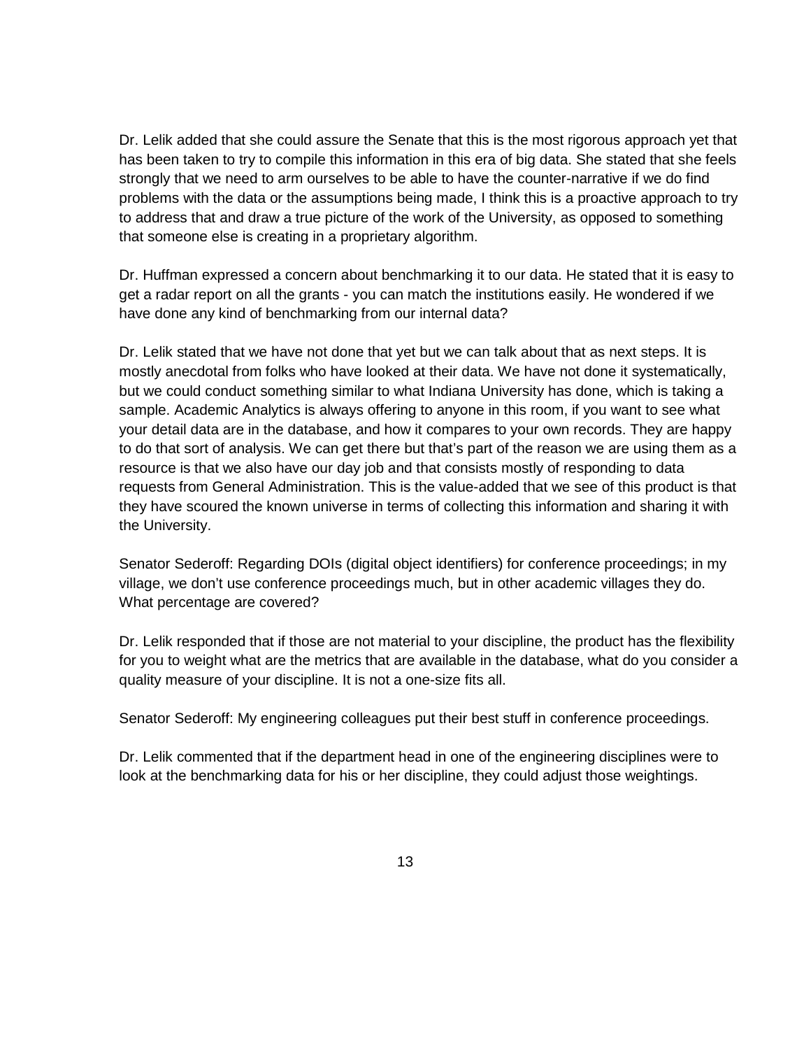Dr. Lelik added that she could assure the Senate that this is the most rigorous approach yet that has been taken to try to compile this information in this era of big data. She stated that she feels strongly that we need to arm ourselves to be able to have the counter-narrative if we do find problems with the data or the assumptions being made, I think this is a proactive approach to try to address that and draw a true picture of the work of the University, as opposed to something that someone else is creating in a proprietary algorithm.

Dr. Huffman expressed a concern about benchmarking it to our data. He stated that it is easy to get a radar report on all the grants - you can match the institutions easily. He wondered if we have done any kind of benchmarking from our internal data?

Dr. Lelik stated that we have not done that yet but we can talk about that as next steps. It is mostly anecdotal from folks who have looked at their data. We have not done it systematically, but we could conduct something similar to what Indiana University has done, which is taking a sample. Academic Analytics is always offering to anyone in this room, if you want to see what your detail data are in the database, and how it compares to your own records. They are happy to do that sort of analysis. We can get there but that's part of the reason we are using them as a resource is that we also have our day job and that consists mostly of responding to data requests from General Administration. This is the value-added that we see of this product is that they have scoured the known universe in terms of collecting this information and sharing it with the University.

Senator Sederoff: Regarding DOIs (digital object identifiers) for conference proceedings; in my village, we don't use conference proceedings much, but in other academic villages they do. What percentage are covered?

Dr. Lelik responded that if those are not material to your discipline, the product has the flexibility for you to weight what are the metrics that are available in the database, what do you consider a quality measure of your discipline. It is not a one-size fits all.

Senator Sederoff: My engineering colleagues put their best stuff in conference proceedings.

Dr. Lelik commented that if the department head in one of the engineering disciplines were to look at the benchmarking data for his or her discipline, they could adjust those weightings.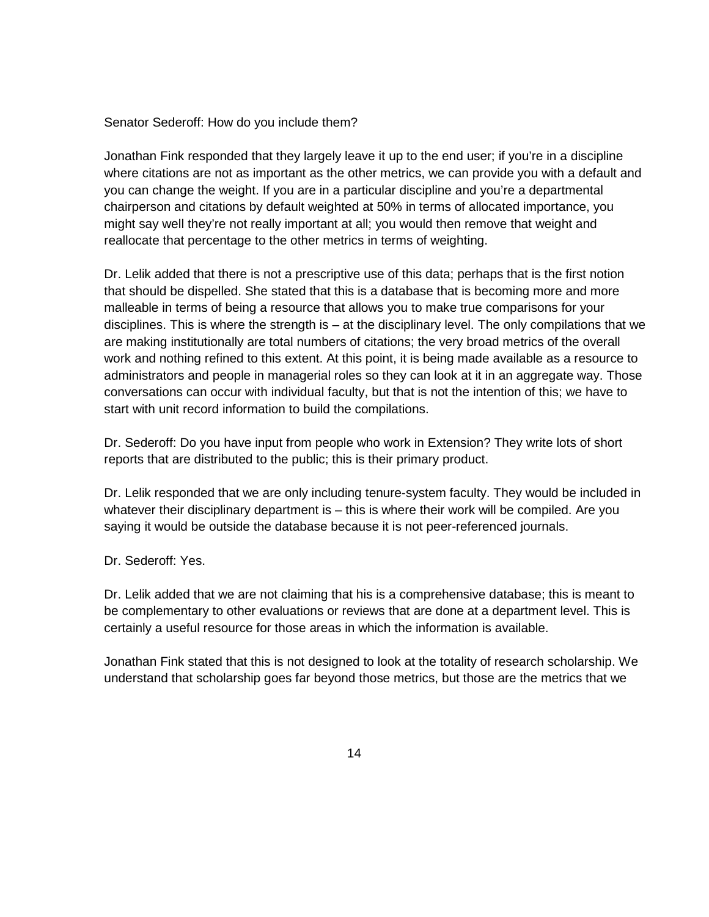Senator Sederoff: How do you include them?

Jonathan Fink responded that they largely leave it up to the end user; if you're in a discipline where citations are not as important as the other metrics, we can provide you with a default and you can change the weight. If you are in a particular discipline and you're a departmental chairperson and citations by default weighted at 50% in terms of allocated importance, you might say well they're not really important at all; you would then remove that weight and reallocate that percentage to the other metrics in terms of weighting.

Dr. Lelik added that there is not a prescriptive use of this data; perhaps that is the first notion that should be dispelled. She stated that this is a database that is becoming more and more malleable in terms of being a resource that allows you to make true comparisons for your disciplines. This is where the strength is – at the disciplinary level. The only compilations that we are making institutionally are total numbers of citations; the very broad metrics of the overall work and nothing refined to this extent. At this point, it is being made available as a resource to administrators and people in managerial roles so they can look at it in an aggregate way. Those conversations can occur with individual faculty, but that is not the intention of this; we have to start with unit record information to build the compilations.

Dr. Sederoff: Do you have input from people who work in Extension? They write lots of short reports that are distributed to the public; this is their primary product.

Dr. Lelik responded that we are only including tenure-system faculty. They would be included in whatever their disciplinary department is – this is where their work will be compiled. Are you saying it would be outside the database because it is not peer-referenced journals.

Dr. Sederoff: Yes.

Dr. Lelik added that we are not claiming that his is a comprehensive database; this is meant to be complementary to other evaluations or reviews that are done at a department level. This is certainly a useful resource for those areas in which the information is available.

Jonathan Fink stated that this is not designed to look at the totality of research scholarship. We understand that scholarship goes far beyond those metrics, but those are the metrics that we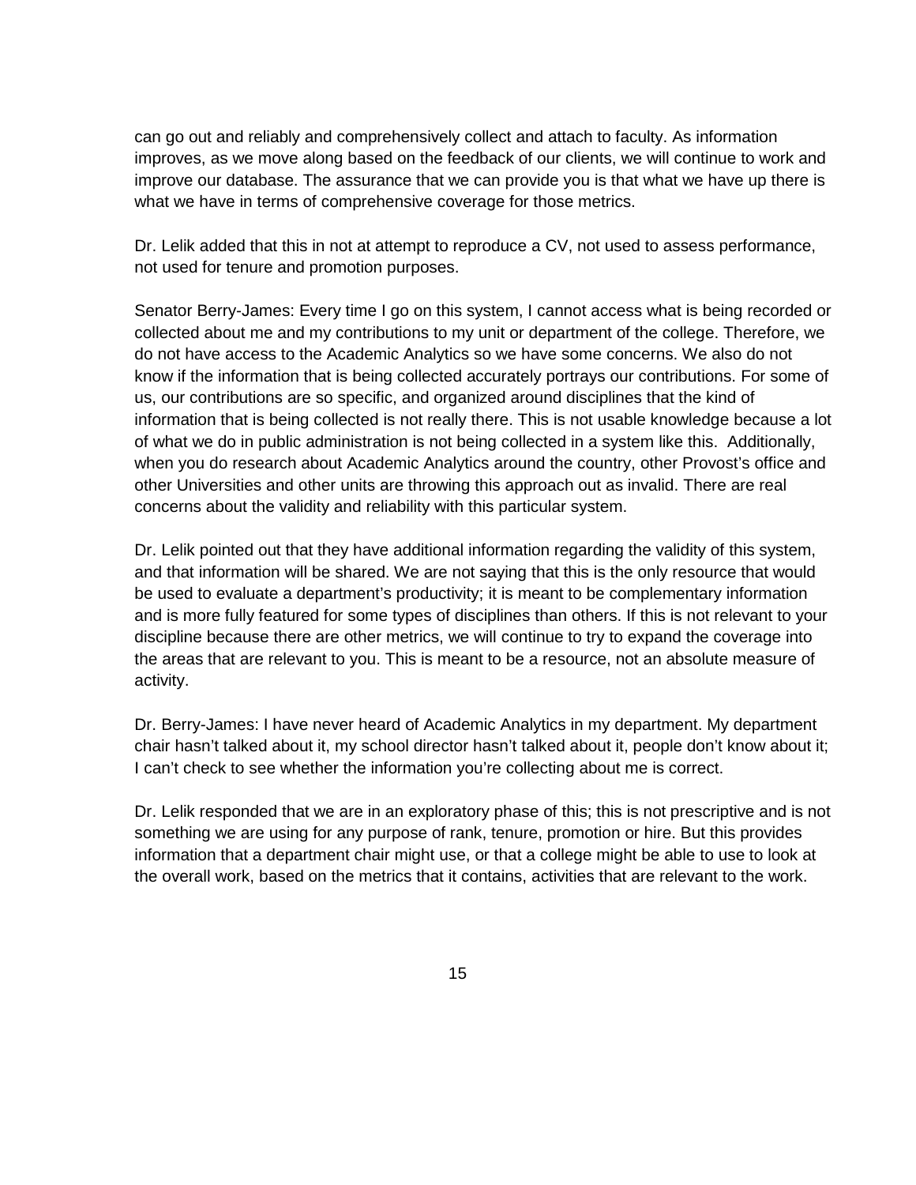can go out and reliably and comprehensively collect and attach to faculty. As information improves, as we move along based on the feedback of our clients, we will continue to work and improve our database. The assurance that we can provide you is that what we have up there is what we have in terms of comprehensive coverage for those metrics.

Dr. Lelik added that this in not at attempt to reproduce a CV, not used to assess performance, not used for tenure and promotion purposes.

Senator Berry-James: Every time I go on this system, I cannot access what is being recorded or collected about me and my contributions to my unit or department of the college. Therefore, we do not have access to the Academic Analytics so we have some concerns. We also do not know if the information that is being collected accurately portrays our contributions. For some of us, our contributions are so specific, and organized around disciplines that the kind of information that is being collected is not really there. This is not usable knowledge because a lot of what we do in public administration is not being collected in a system like this. Additionally, when you do research about Academic Analytics around the country, other Provost's office and other Universities and other units are throwing this approach out as invalid. There are real concerns about the validity and reliability with this particular system.

Dr. Lelik pointed out that they have additional information regarding the validity of this system, and that information will be shared. We are not saying that this is the only resource that would be used to evaluate a department's productivity; it is meant to be complementary information and is more fully featured for some types of disciplines than others. If this is not relevant to your discipline because there are other metrics, we will continue to try to expand the coverage into the areas that are relevant to you. This is meant to be a resource, not an absolute measure of activity.

Dr. Berry-James: I have never heard of Academic Analytics in my department. My department chair hasn't talked about it, my school director hasn't talked about it, people don't know about it; I can't check to see whether the information you're collecting about me is correct.

Dr. Lelik responded that we are in an exploratory phase of this; this is not prescriptive and is not something we are using for any purpose of rank, tenure, promotion or hire. But this provides information that a department chair might use, or that a college might be able to use to look at the overall work, based on the metrics that it contains, activities that are relevant to the work.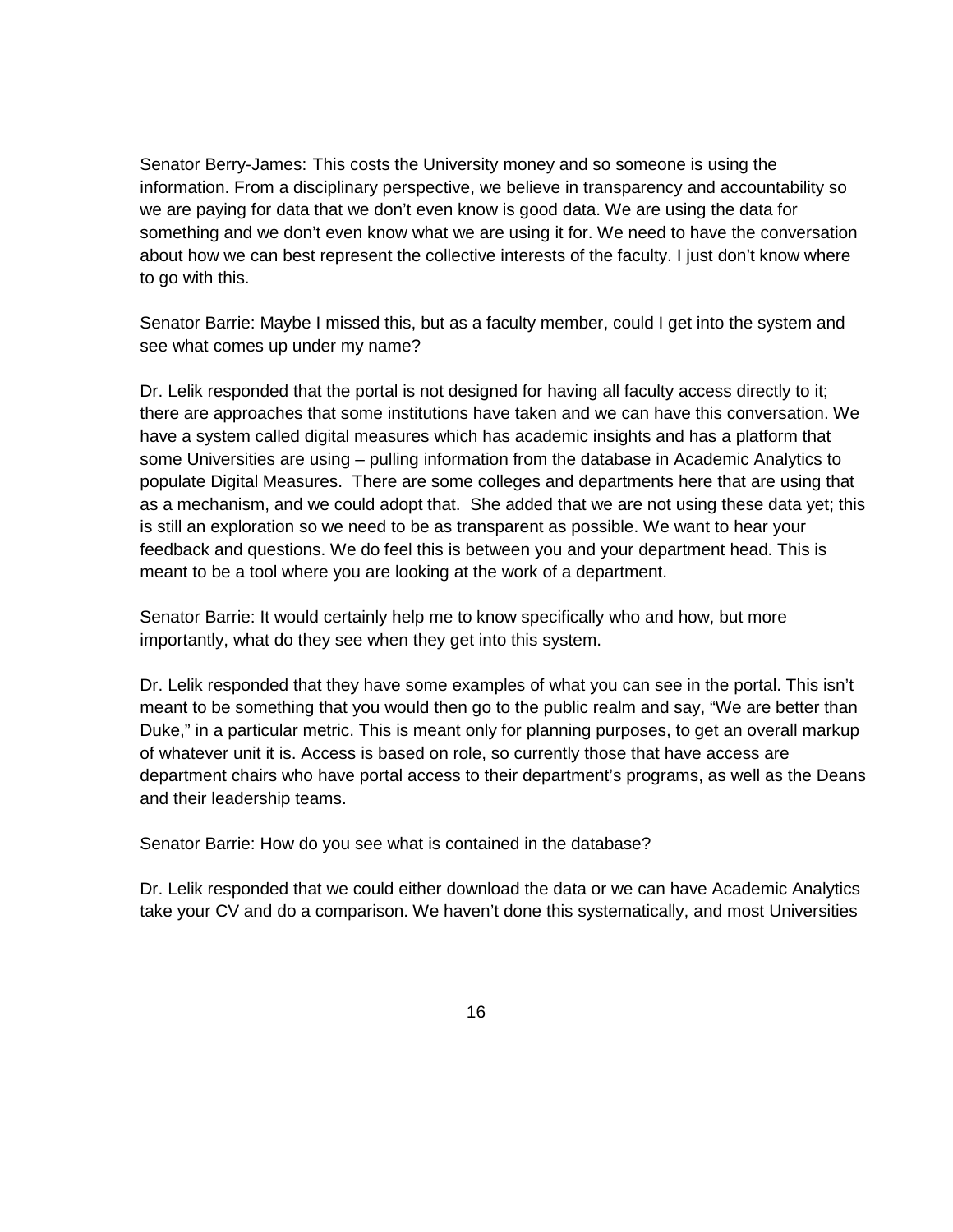Senator Berry-James: This costs the University money and so someone is using the information. From a disciplinary perspective, we believe in transparency and accountability so we are paying for data that we don't even know is good data. We are using the data for something and we don't even know what we are using it for. We need to have the conversation about how we can best represent the collective interests of the faculty. I just don't know where to go with this.

Senator Barrie: Maybe I missed this, but as a faculty member, could I get into the system and see what comes up under my name?

Dr. Lelik responded that the portal is not designed for having all faculty access directly to it; there are approaches that some institutions have taken and we can have this conversation. We have a system called digital measures which has academic insights and has a platform that some Universities are using – pulling information from the database in Academic Analytics to populate Digital Measures.  There are some colleges and departments here that are using that as a mechanism, and we could adopt that.  She added that we are not using these data yet; this is still an exploration so we need to be as transparent as possible. We want to hear your feedback and questions. We do feel this is between you and your department head. This is meant to be a tool where you are looking at the work of a department.

Senator Barrie: It would certainly help me to know specifically who and how, but more importantly, what do they see when they get into this system.

Dr. Lelik responded that they have some examples of what you can see in the portal. This isn't meant to be something that you would then go to the public realm and say, "We are better than Duke," in a particular metric. This is meant only for planning purposes, to get an overall markup of whatever unit it is. Access is based on role, so currently those that have access are department chairs who have portal access to their department's programs, as well as the Deans and their leadership teams.

Senator Barrie: How do you see what is contained in the database?

Dr. Lelik responded that we could either download the data or we can have Academic Analytics take your CV and do a comparison. We haven't done this systematically, and most Universities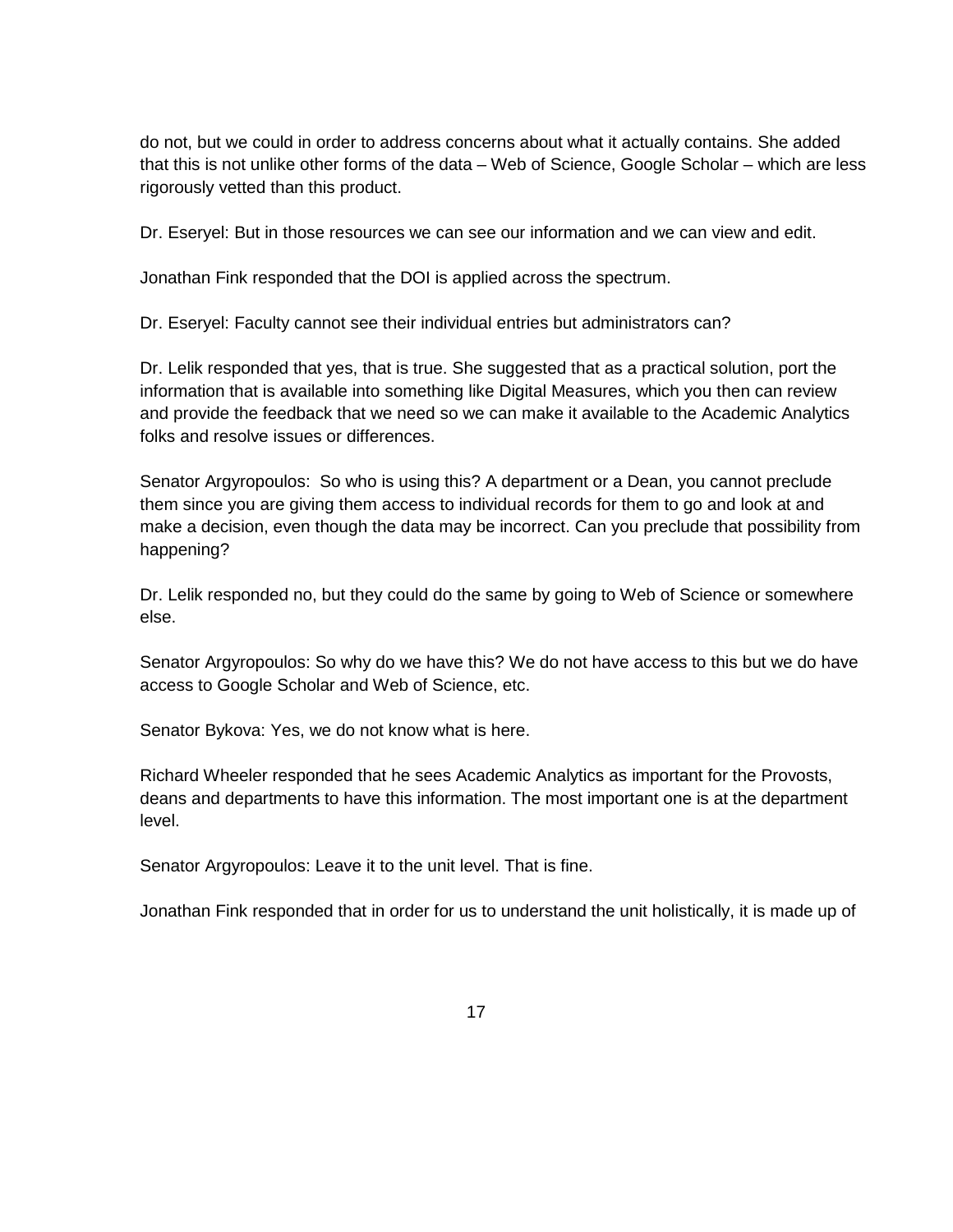do not, but we could in order to address concerns about what it actually contains. She added that this is not unlike other forms of the data – Web of Science, Google Scholar – which are less rigorously vetted than this product.

Dr. Eseryel: But in those resources we can see our information and we can view and edit.

Jonathan Fink responded that the DOI is applied across the spectrum.

Dr. Eseryel: Faculty cannot see their individual entries but administrators can?

Dr. Lelik responded that yes, that is true. She suggested that as a practical solution, port the information that is available into something like Digital Measures, which you then can review and provide the feedback that we need so we can make it available to the Academic Analytics folks and resolve issues or differences.

Senator Argyropoulos: So who is using this? A department or a Dean, you cannot preclude them since you are giving them access to individual records for them to go and look at and make a decision, even though the data may be incorrect. Can you preclude that possibility from happening?

Dr. Lelik responded no, but they could do the same by going to Web of Science or somewhere else.

Senator Argyropoulos: So why do we have this? We do not have access to this but we do have access to Google Scholar and Web of Science, etc.

Senator Bykova: Yes, we do not know what is here.

Richard Wheeler responded that he sees Academic Analytics as important for the Provosts, deans and departments to have this information. The most important one is at the department level.

Senator Argyropoulos: Leave it to the unit level. That is fine.

Jonathan Fink responded that in order for us to understand the unit holistically, it is made up of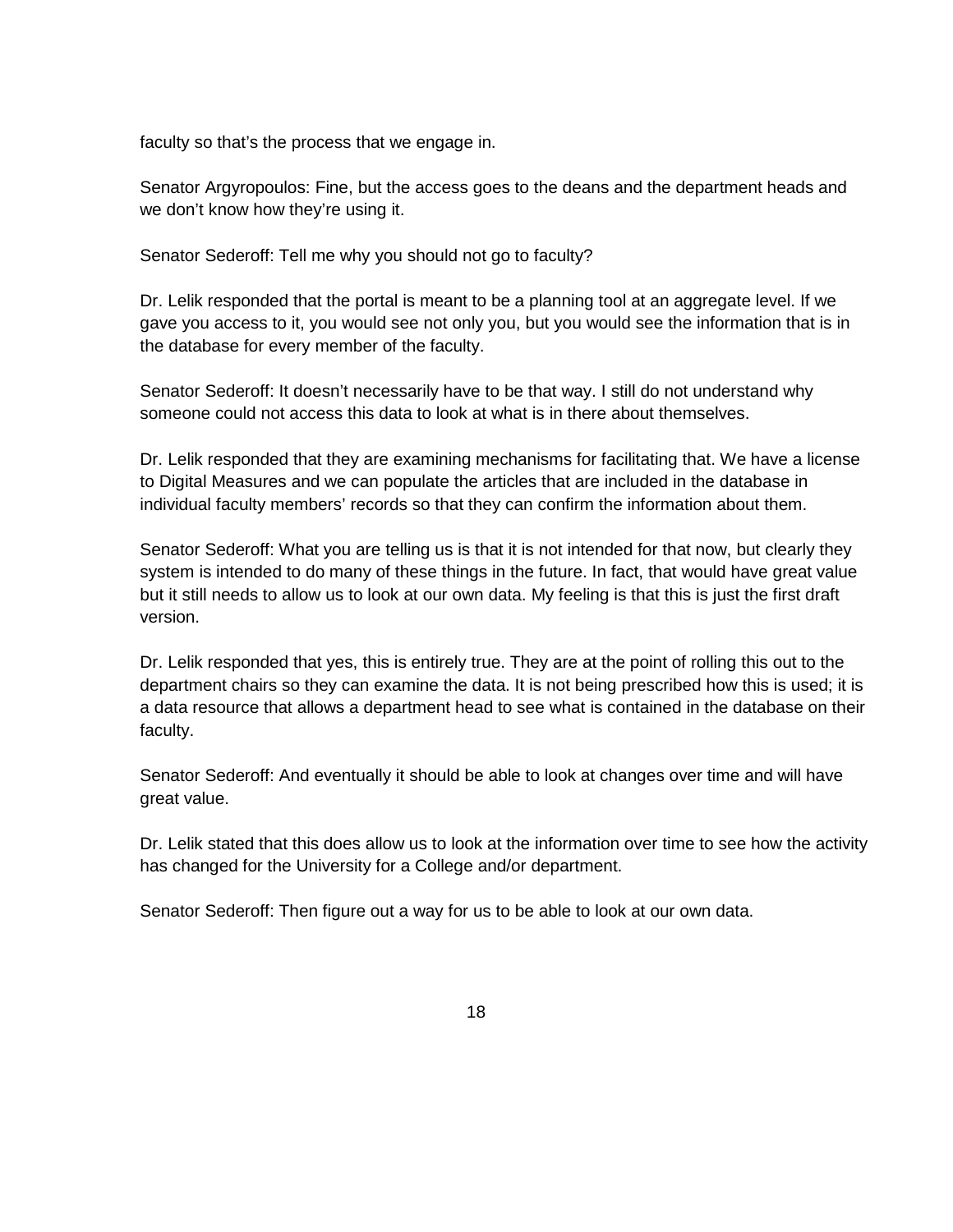faculty so that's the process that we engage in.

Senator Argyropoulos: Fine, but the access goes to the deans and the department heads and we don't know how they're using it.

Senator Sederoff: Tell me why you should not go to faculty?

Dr. Lelik responded that the portal is meant to be a planning tool at an aggregate level. If we gave you access to it, you would see not only you, but you would see the information that is in the database for every member of the faculty.

Senator Sederoff: It doesn't necessarily have to be that way. I still do not understand why someone could not access this data to look at what is in there about themselves.

Dr. Lelik responded that they are examining mechanisms for facilitating that. We have a license to Digital Measures and we can populate the articles that are included in the database in individual faculty members' records so that they can confirm the information about them.

Senator Sederoff: What you are telling us is that it is not intended for that now, but clearly they system is intended to do many of these things in the future. In fact, that would have great value but it still needs to allow us to look at our own data. My feeling is that this is just the first draft version.

Dr. Lelik responded that yes, this is entirely true. They are at the point of rolling this out to the department chairs so they can examine the data. It is not being prescribed how this is used; it is a data resource that allows a department head to see what is contained in the database on their faculty.

Senator Sederoff: And eventually it should be able to look at changes over time and will have great value.

Dr. Lelik stated that this does allow us to look at the information over time to see how the activity has changed for the University for a College and/or department.

Senator Sederoff: Then figure out a way for us to be able to look at our own data.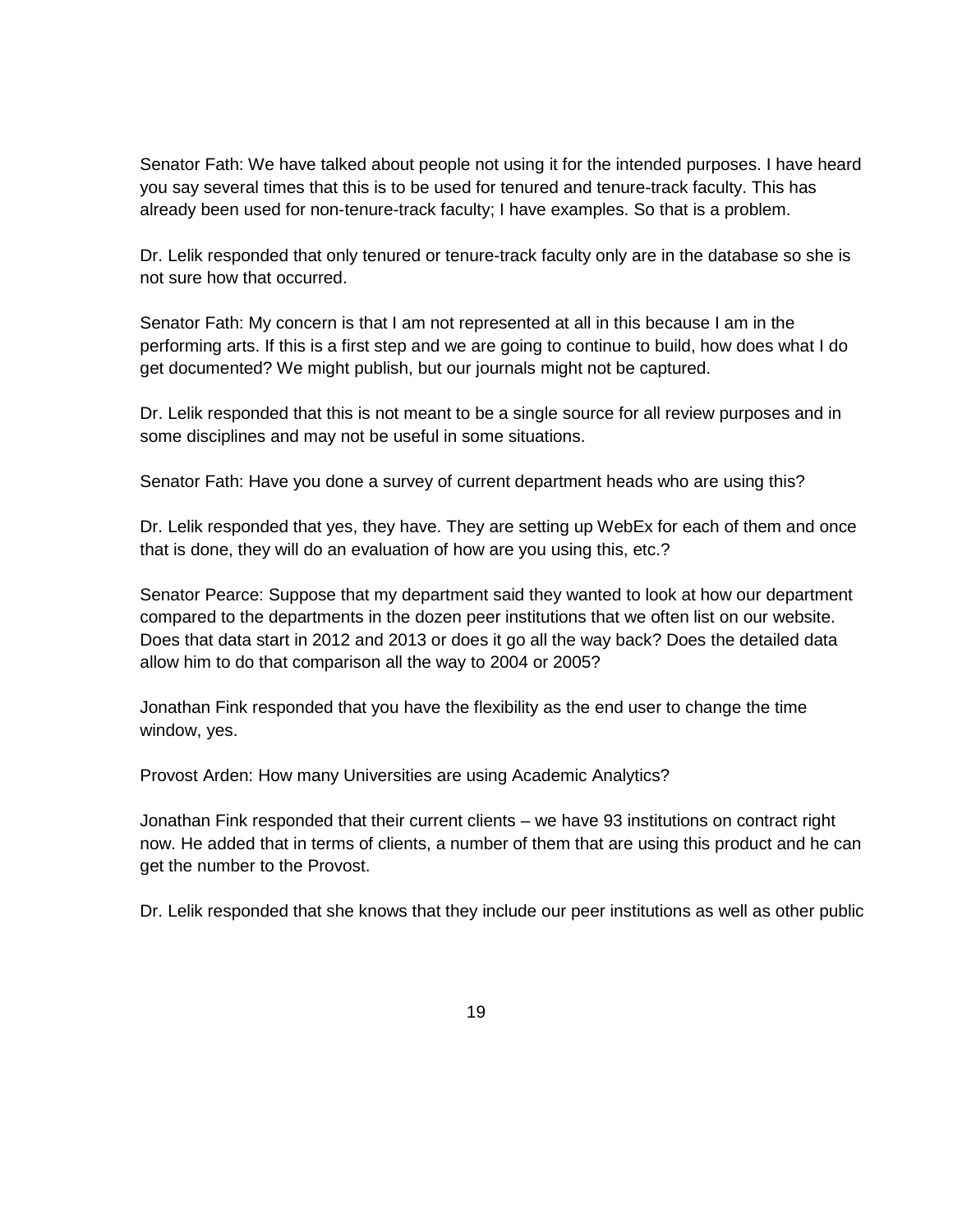Senator Fath: We have talked about people not using it for the intended purposes. I have heard you say several times that this is to be used for tenured and tenure-track faculty. This has already been used for non-tenure-track faculty; I have examples. So that is a problem.

Dr. Lelik responded that only tenured or tenure-track faculty only are in the database so she is not sure how that occurred.

Senator Fath: My concern is that I am not represented at all in this because I am in the performing arts. If this is a first step and we are going to continue to build, how does what I do get documented? We might publish, but our journals might not be captured.

Dr. Lelik responded that this is not meant to be a single source for all review purposes and in some disciplines and may not be useful in some situations.

Senator Fath: Have you done a survey of current department heads who are using this?

Dr. Lelik responded that yes, they have. They are setting up WebEx for each of them and once that is done, they will do an evaluation of how are you using this, etc.?

Senator Pearce: Suppose that my department said they wanted to look at how our department compared to the departments in the dozen peer institutions that we often list on our website. Does that data start in 2012 and 2013 or does it go all the way back? Does the detailed data allow him to do that comparison all the way to 2004 or 2005?

Jonathan Fink responded that you have the flexibility as the end user to change the time window, yes.

Provost Arden: How many Universities are using Academic Analytics?

Jonathan Fink responded that their current clients – we have 93 institutions on contract right now. He added that in terms of clients, a number of them that are using this product and he can get the number to the Provost.

Dr. Lelik responded that she knows that they include our peer institutions as well as other public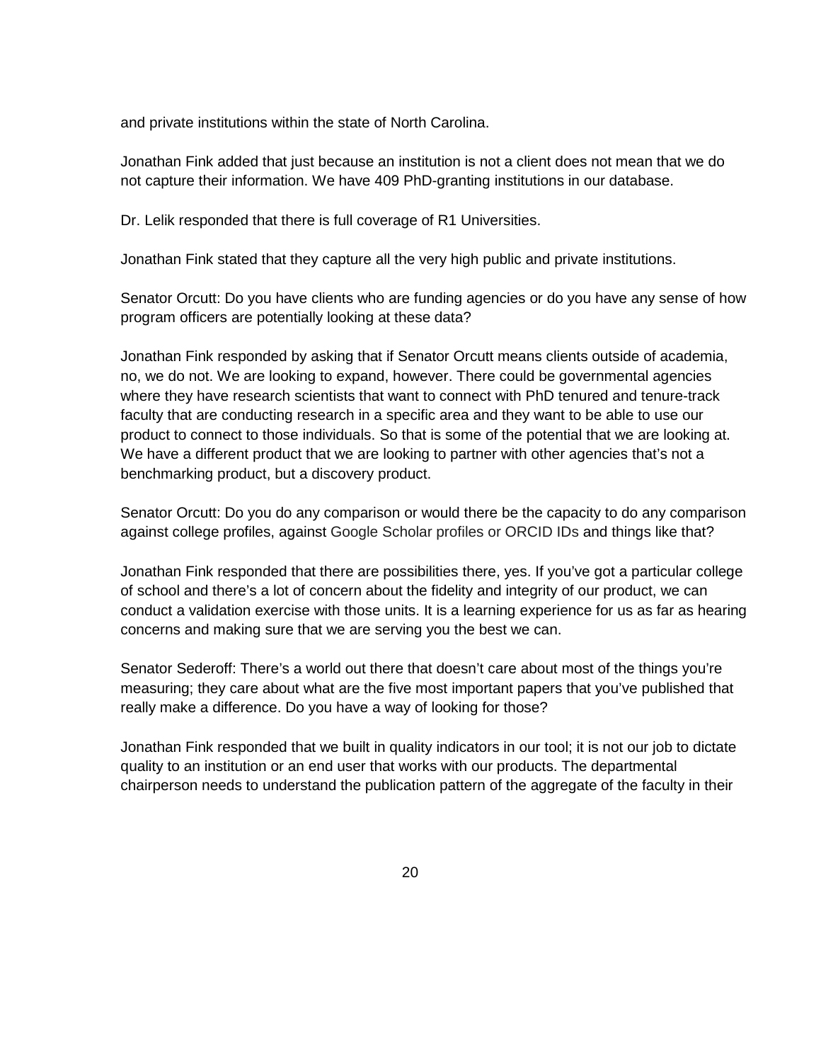and private institutions within the state of North Carolina.

Jonathan Fink added that just because an institution is not a client does not mean that we do not capture their information. We have 409 PhD-granting institutions in our database.

Dr. Lelik responded that there is full coverage of R1 Universities.

Jonathan Fink stated that they capture all the very high public and private institutions.

Senator Orcutt: Do you have clients who are funding agencies or do you have any sense of how program officers are potentially looking at these data?

Jonathan Fink responded by asking that if Senator Orcutt means clients outside of academia, no, we do not. We are looking to expand, however. There could be governmental agencies where they have research scientists that want to connect with PhD tenured and tenure-track faculty that are conducting research in a specific area and they want to be able to use our product to connect to those individuals. So that is some of the potential that we are looking at. We have a different product that we are looking to partner with other agencies that's not a benchmarking product, but a discovery product.

Senator Orcutt: Do you do any comparison or would there be the capacity to do any comparison against college profiles, against Google Scholar profiles or ORCID IDs and things like that?

Jonathan Fink responded that there are possibilities there, yes. If you've got a particular college of school and there's a lot of concern about the fidelity and integrity of our product, we can conduct a validation exercise with those units. It is a learning experience for us as far as hearing concerns and making sure that we are serving you the best we can.

Senator Sederoff: There's a world out there that doesn't care about most of the things you're measuring; they care about what are the five most important papers that you've published that really make a difference. Do you have a way of looking for those?

Jonathan Fink responded that we built in quality indicators in our tool; it is not our job to dictate quality to an institution or an end user that works with our products. The departmental chairperson needs to understand the publication pattern of the aggregate of the faculty in their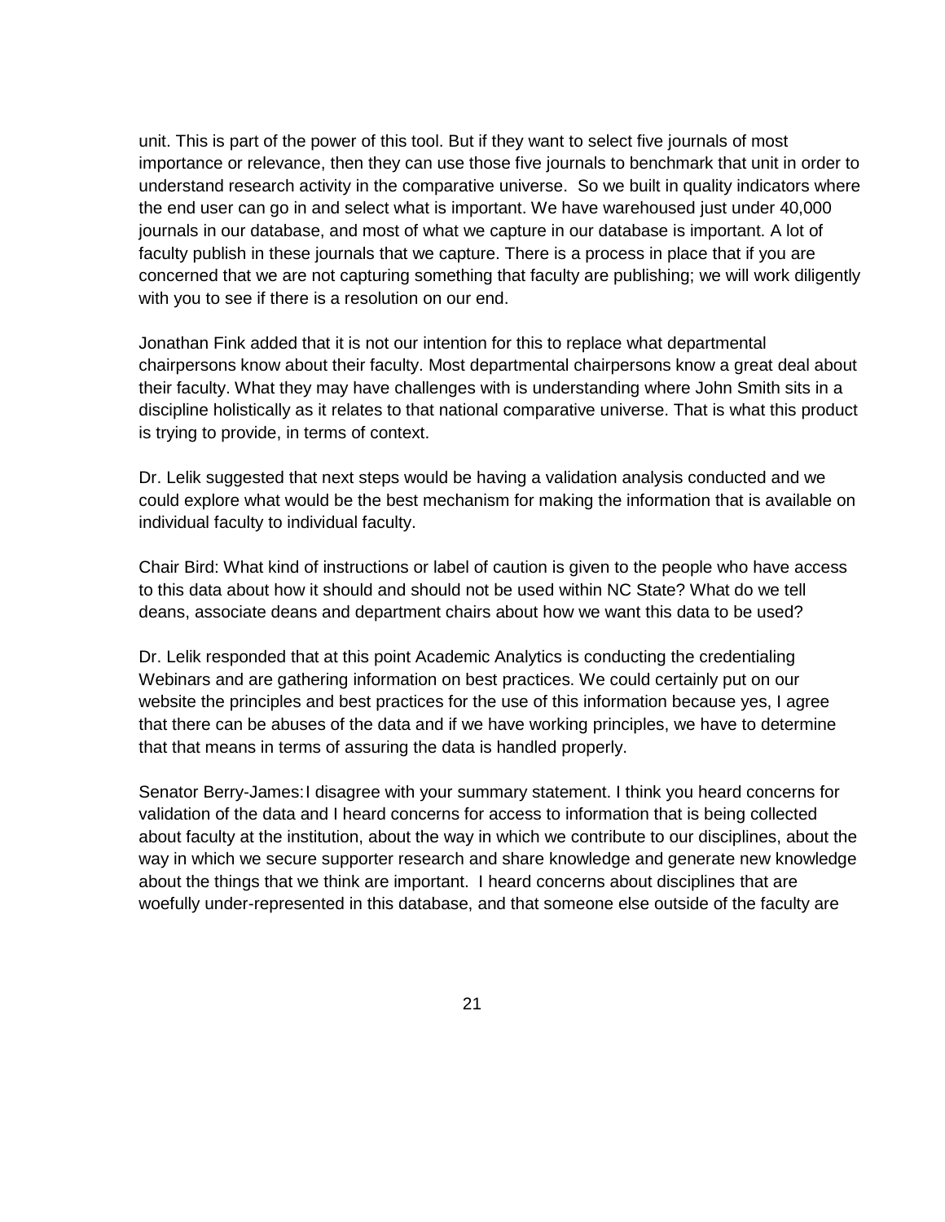unit. This is part of the power of this tool. But if they want to select five journals of most importance or relevance, then they can use those five journals to benchmark that unit in order to understand research activity in the comparative universe.  So we built in quality indicators where the end user can go in and select what is important. We have warehoused just under 40,000 journals in our database, and most of what we capture in our database is important. A lot of faculty publish in these journals that we capture. There is a process in place that if you are concerned that we are not capturing something that faculty are publishing; we will work diligently with you to see if there is a resolution on our end.

Jonathan Fink added that it is not our intention for this to replace what departmental chairpersons know about their faculty. Most departmental chairpersons know a great deal about their faculty. What they may have challenges with is understanding where John Smith sits in a discipline holistically as it relates to that national comparative universe. That is what this product is trying to provide, in terms of context.

Dr. Lelik suggested that next steps would be having a validation analysis conducted and we could explore what would be the best mechanism for making the information that is available on individual faculty to individual faculty.

Chair Bird: What kind of instructions or label of caution is given to the people who have access to this data about how it should and should not be used within NC State? What do we tell deans, associate deans and department chairs about how we want this data to be used?

Dr. Lelik responded that at this point Academic Analytics is conducting the credentialing Webinars and are gathering information on best practices. We could certainly put on our website the principles and best practices for the use of this information because yes, I agree that there can be abuses of the data and if we have working principles, we have to determine that that means in terms of assuring the data is handled properly.

Senator Berry-James: I disagree with your summary statement. I think you heard concerns for validation of the data and I heard concerns for access to information that is being collected about faculty at the institution, about the way in which we contribute to our disciplines, about the way in which we secure supporter research and share knowledge and generate new knowledge about the things that we think are important.  I heard concerns about disciplines that are woefully under-represented in this database, and that someone else outside of the faculty are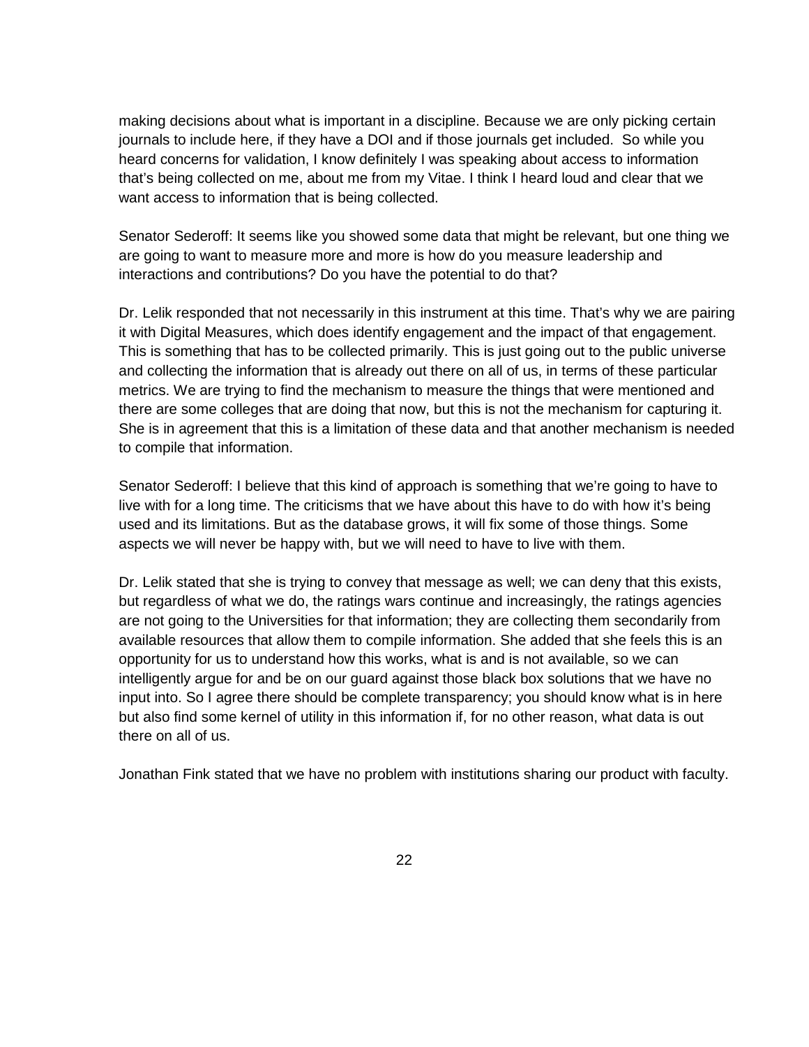making decisions about what is important in a discipline. Because we are only picking certain journals to include here, if they have a DOI and if those journals get included. So while you heard concerns for validation, I know definitely I was speaking about access to information that's being collected on me, about me from my Vitae. I think I heard loud and clear that we want access to information that is being collected.

Senator Sederoff: It seems like you showed some data that might be relevant, but one thing we are going to want to measure more and more is how do you measure leadership and interactions and contributions? Do you have the potential to do that?

Dr. Lelik responded that not necessarily in this instrument at this time. That's why we are pairing it with Digital Measures, which does identify engagement and the impact of that engagement. This is something that has to be collected primarily. This is just going out to the public universe and collecting the information that is already out there on all of us, in terms of these particular metrics. We are trying to find the mechanism to measure the things that were mentioned and there are some colleges that are doing that now, but this is not the mechanism for capturing it. She is in agreement that this is a limitation of these data and that another mechanism is needed to compile that information.

Senator Sederoff: I believe that this kind of approach is something that we're going to have to live with for a long time. The criticisms that we have about this have to do with how it's being used and its limitations. But as the database grows, it will fix some of those things. Some aspects we will never be happy with, but we will need to have to live with them.

Dr. Lelik stated that she is trying to convey that message as well; we can deny that this exists, but regardless of what we do, the ratings wars continue and increasingly, the ratings agencies are not going to the Universities for that information; they are collecting them secondarily from available resources that allow them to compile information. She added that she feels this is an opportunity for us to understand how this works, what is and is not available, so we can intelligently argue for and be on our guard against those black box solutions that we have no input into. So I agree there should be complete transparency; you should know what is in here but also find some kernel of utility in this information if, for no other reason, what data is out there on all of us.

Jonathan Fink stated that we have no problem with institutions sharing our product with faculty.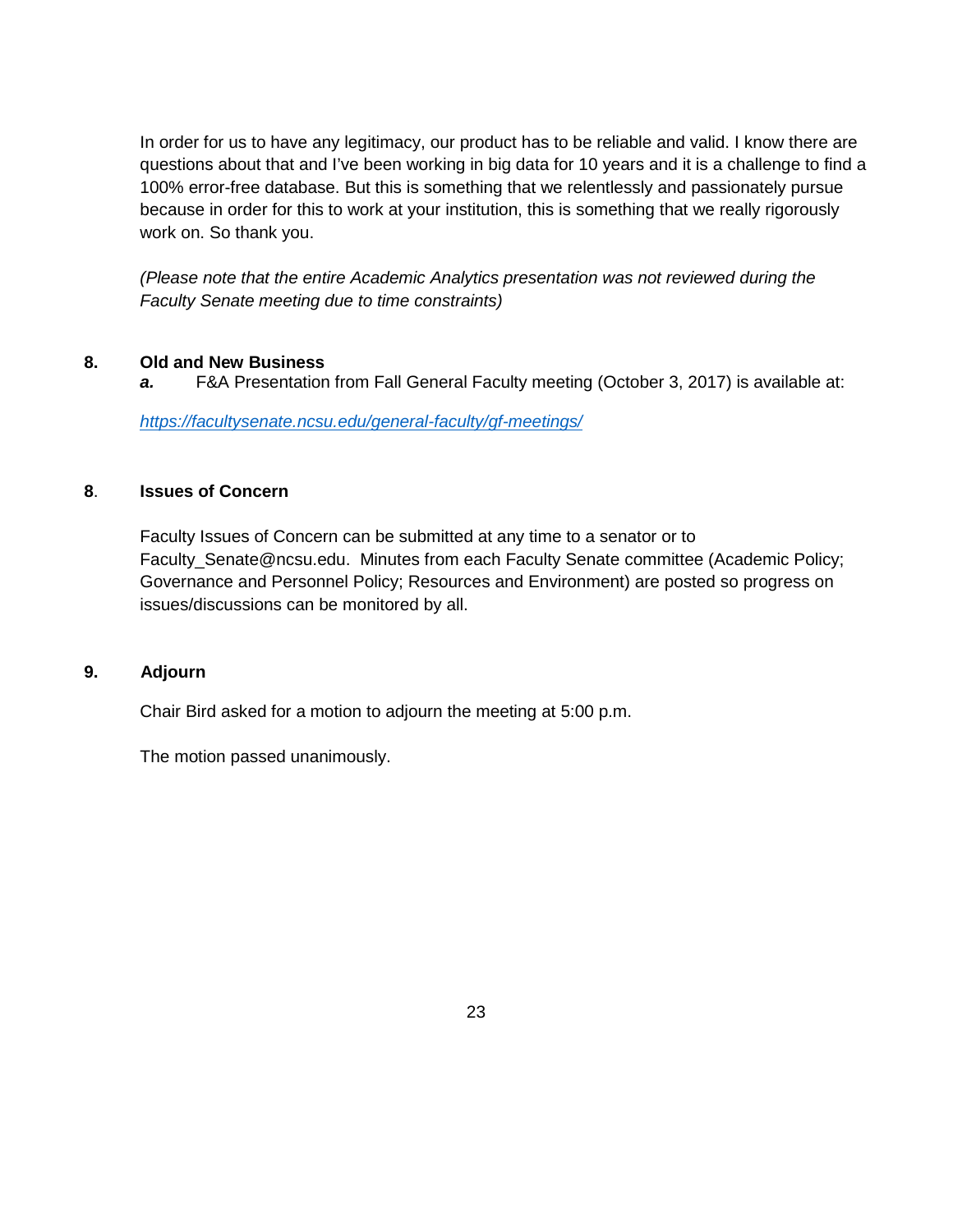In order for us to have any legitimacy, our product has to be reliable and valid. I know there are questions about that and I've been working in big data for 10 years and it is a challenge to find a 100% error-free database. But this is something that we relentlessly and passionately pursue because in order for this to work at your institution, this is something that we really rigorously work on. So thank you.

*(Please note that the entire Academic Analytics presentation was not reviewed during the Faculty Senate meeting due to time constraints)*

**8. Old and New Business**

***a.*** F&A Presentation from Fall General Faculty meeting (October 3, 2017) is available at:

*https://facultysenate.ncsu.edu/general-faculty/gf-meetings/*

**8. Issues of Concern**

Faculty Issues of Concern can be submitted at any time to a senator or to Faculty_Senate@ncsu.edu. Minutes from each Faculty Senate committee (Academic Policy; Governance and Personnel Policy; Resources and Environment) are posted so progress on issues/discussions can be monitored by all.

**9. Adjourn**

Chair Bird asked for a motion to adjourn the meeting at 5:00 p.m.

The motion passed unanimously.